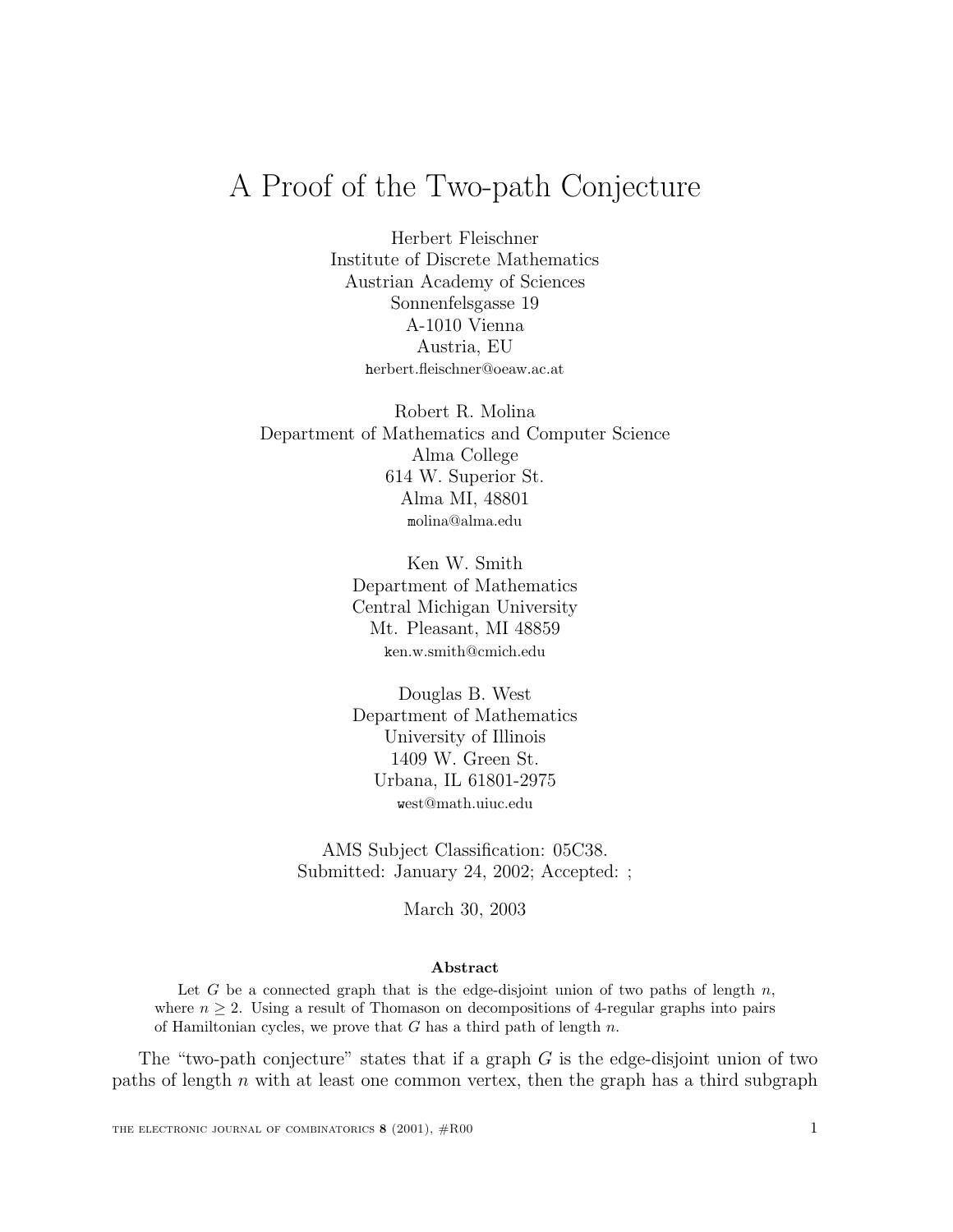# A Proof of the Two-path Conjecture

Herbert Fleischner
Institute of Discrete Mathematics
Austrian Academy of Sciences
Sonnenfelsgasse 19
A-1010 Vienna
Austria, EU
herbert.fleischner@oeaw.ac.at

Robert R. Molina
Department of Mathematics and Computer Science
Alma College
614 W. Superior St.
Alma MI, 48801
molina@alma.edu

Ken W. Smith
Department of Mathematics
Central Michigan University
Mt. Pleasant, MI 48859
ken.w.smith@cmich.edu

Douglas B. West
Department of Mathematics
University of Illinois
1409 W. Green St.
Urbana, IL 61801-2975
west@math.uiuc.edu

AMS Subject Classification: 05C38.
Submitted: January 24, 2002; Accepted: ;

March 30, 2003

**Abstract**

Let $G$ be a connected graph that is the edge-disjoint union of two paths of length $n$, where $n \geq 2$. Using a result of Thomason on decompositions of 4-regular graphs into pairs of Hamiltonian cycles, we prove that $G$ has a third path of length $n$.

The "two-path conjecture" states that if a graph $G$ is the edge-disjoint union of two paths of length $n$ with at least one common vertex, then the graph has a third subgraph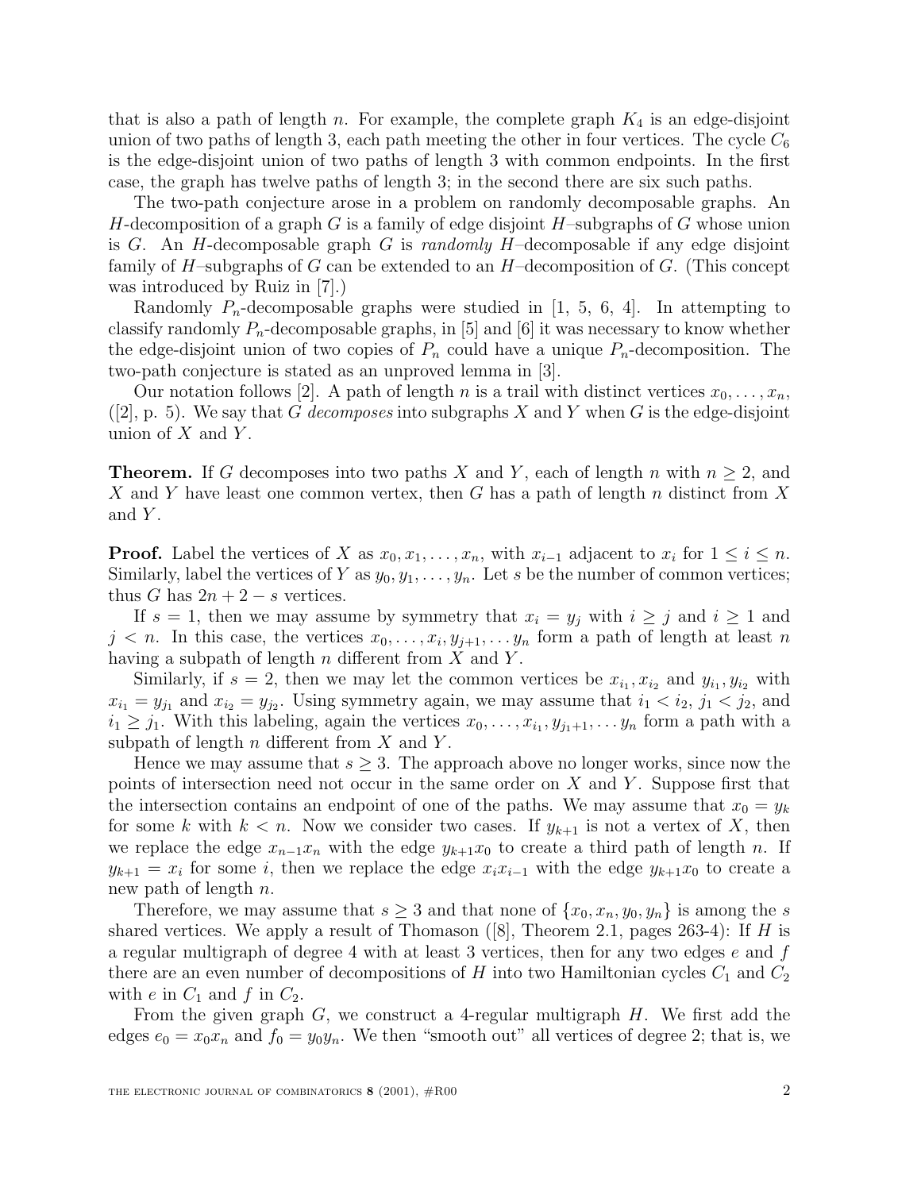that is also a path of length $n$. For example, the complete graph $K_4$ is an edge-disjoint union of two paths of length 3, each path meeting the other in four vertices. The cycle $C_6$ is the edge-disjoint union of two paths of length 3 with common endpoints. In the first case, the graph has twelve paths of length 3; in the second there are six such paths.

The two-path conjecture arose in a problem on randomly decomposable graphs. An $H$-decomposition of a graph $G$ is a family of edge disjoint $H$–subgraphs of $G$ whose union is $G$. An $H$-decomposable graph $G$ is *randomly* $H$–decomposable if any edge disjoint family of $H$–subgraphs of $G$ can be extended to an $H$–decomposition of $G$. (This concept was introduced by Ruiz in [7].)

Randomly $P_n$-decomposable graphs were studied in [1, 5, 6, 4]. In attempting to classify randomly $P_n$-decomposable graphs, in [5] and [6] it was necessary to know whether the edge-disjoint union of two copies of $P_n$ could have a unique $P_n$-decomposition. The two-path conjecture is stated as an unproved lemma in [3].

Our notation follows [2]. A path of length $n$ is a trail with distinct vertices $x_0, \dots, x_n$, ([2], p. 5). We say that $G$ *decomposes* into subgraphs $X$ and $Y$ when $G$ is the edge-disjoint union of $X$ and $Y$.

**Theorem.** If $G$ decomposes into two paths $X$ and $Y$, each of length $n$ with $n \geq 2$, and $X$ and $Y$ have least one common vertex, then $G$ has a path of length $n$ distinct from $X$ and $Y$.

**Proof.** Label the vertices of $X$ as $x_0, x_1, \dots, x_n$, with $x_{i-1}$ adjacent to $x_i$ for $1 \leq i \leq n$. Similarly, label the vertices of $Y$ as $y_0, y_1, \dots, y_n$. Let $s$ be the number of common vertices; thus $G$ has $2n + 2 - s$ vertices.

If $s = 1$, then we may assume by symmetry that $x_i = y_j$ with $i \geq j$ and $i \geq 1$ and $j < n$. In this case, the vertices $x_0, \dots, x_i, y_{j+1}, \dots y_n$ form a path of length at least $n$ having a subpath of length $n$ different from $X$ and $Y$.

Similarly, if $s = 2$, then we may let the common vertices be $x_{i_1}, x_{i_2}$ and $y_{i_1}, y_{i_2}$ with $x_{i_1} = y_{j_1}$ and $x_{i_2} = y_{j_2}$. Using symmetry again, we may assume that $i_1 < i_2$, $j_1 < j_2$, and $i_1 \geq j_1$. With this labeling, again the vertices $x_0, \dots, x_{i_1}, y_{j_1+1}, \dots y_n$ form a path with a subpath of length $n$ different from $X$ and $Y$.

Hence we may assume that $s \geq 3$. The approach above no longer works, since now the points of intersection need not occur in the same order on $X$ and $Y$. Suppose first that the intersection contains an endpoint of one of the paths. We may assume that $x_0 = y_k$ for some $k$ with $k < n$. Now we consider two cases. If $y_{k+1}$ is not a vertex of $X$, then we replace the edge $x_{n-1}x_n$ with the edge $y_{k+1}x_0$ to create a third path of length $n$. If $y_{k+1} = x_i$ for some $i$, then we replace the edge $x_i x_{i-1}$ with the edge $y_{k+1}x_0$ to create a new path of length $n$.

Therefore, we may assume that $s \geq 3$ and that none of $\{x_0, x_n, y_0, y_n\}$ is among the $s$ shared vertices. We apply a result of Thomason ([8], Theorem 2.1, pages 263-4): If $H$ is a regular multigraph of degree 4 with at least 3 vertices, then for any two edges $e$ and $f$ there are an even number of decompositions of $H$ into two Hamiltonian cycles $C_1$ and $C_2$ with $e$ in $C_1$ and $f$ in $C_2$.

From the given graph $G$, we construct a 4-regular multigraph $H$. We first add the edges $e_0 = x_0 x_n$ and $f_0 = y_0 y_n$. We then "smooth out" all vertices of degree 2; that is, we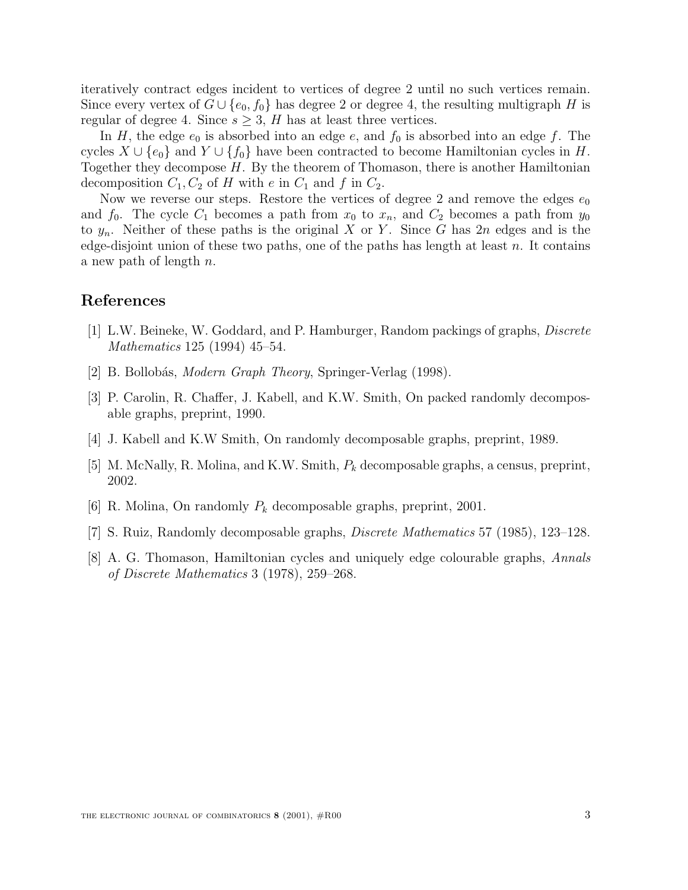iteratively contract edges incident to vertices of degree 2 until no such vertices remain. Since every vertex of $G \cup \{e_0, f_0\}$ has degree 2 or degree 4, the resulting multigraph $H$ is regular of degree 4. Since $s \geq 3$, $H$ has at least three vertices.

In $H$, the edge $e_0$ is absorbed into an edge $e$, and $f_0$ is absorbed into an edge $f$. The cycles $X \cup \{e_0\}$ and $Y \cup \{f_0\}$ have been contracted to become Hamiltonian cycles in $H$. Together they decompose $H$. By the theorem of Thomason, there is another Hamiltonian decomposition $C_1, C_2$ of $H$ with $e$ in $C_1$ and $f$ in $C_2$.

Now we reverse our steps. Restore the vertices of degree 2 and remove the edges $e_0$ and $f_0$. The cycle $C_1$ becomes a path from $x_0$ to $x_n$, and $C_2$ becomes a path from $y_0$ to $y_n$. Neither of these paths is the original $X$ or $Y$. Since $G$ has $2n$ edges and is the edge-disjoint union of these two paths, one of the paths has length at least $n$. It contains a new path of length $n$.

## References

[1] L.W. Beineke, W. Goddard, and P. Hamburger, Random packings of graphs, *Discrete Mathematics* 125 (1994) 45–54.

[2] B. Bollobás, *Modern Graph Theory*, Springer-Verlag (1998).

[3] P. Carolin, R. Chaffer, J. Kabell, and K.W. Smith, On packed randomly decomposable graphs, preprint, 1990.

[4] J. Kabell and K.W Smith, On randomly decomposable graphs, preprint, 1989.

[5] M. McNally, R. Molina, and K.W. Smith, $P_k$ decomposable graphs, a census, preprint, 2002.

[6] R. Molina, On randomly $P_k$ decomposable graphs, preprint, 2001.

[7] S. Ruiz, Randomly decomposable graphs, *Discrete Mathematics* 57 (1985), 123–128.

[8] A. G. Thomason, Hamiltonian cycles and uniquely edge colourable graphs, *Annals of Discrete Mathematics* 3 (1978), 259–268.